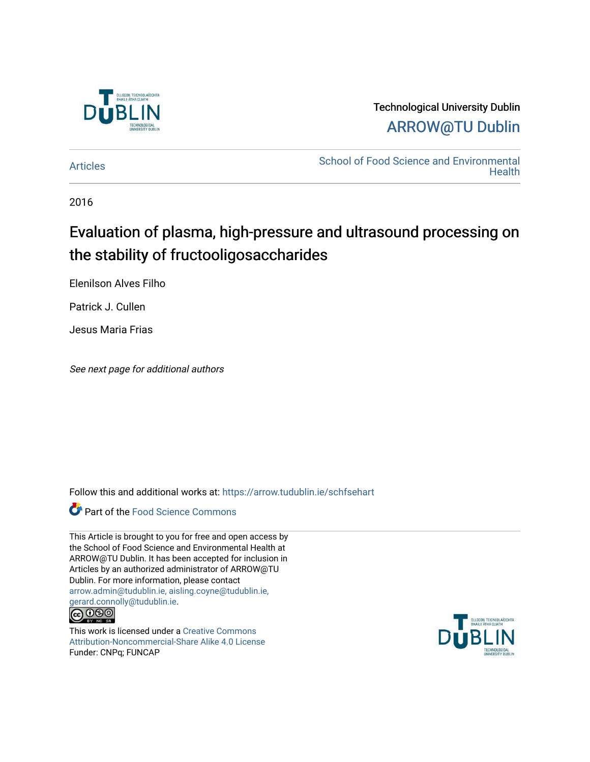Technological University Dublin

ARROW@TU Dublin

Articles

School of Food Science and Environmental Health

2016

# Evaluation of plasma, high-pressure and ultrasound processing on the stability of fructooligosaccharides

Elenilson Alves Filho

Patrick J. Cullen

Jesus Maria Frias

*See next page for additional authors*

Follow this and additional works at: https://arrow.tudublin.ie/schfsehart

Part of the Food Science Commons

This Article is brought to you for free and open access by the School of Food Science and Environmental Health at ARROW@TU Dublin. It has been accepted for inclusion in Articles by an authorized administrator of ARROW@TU Dublin. For more information, please contact arrow.admin@tudublin.ie, aisling.coyne@tudublin.ie, gerard.connolly@tudublin.ie.

This work is licensed under a Creative Commons Attribution-Noncommercial-Share Alike 4.0 License

Funder: CNPq; FUNCAP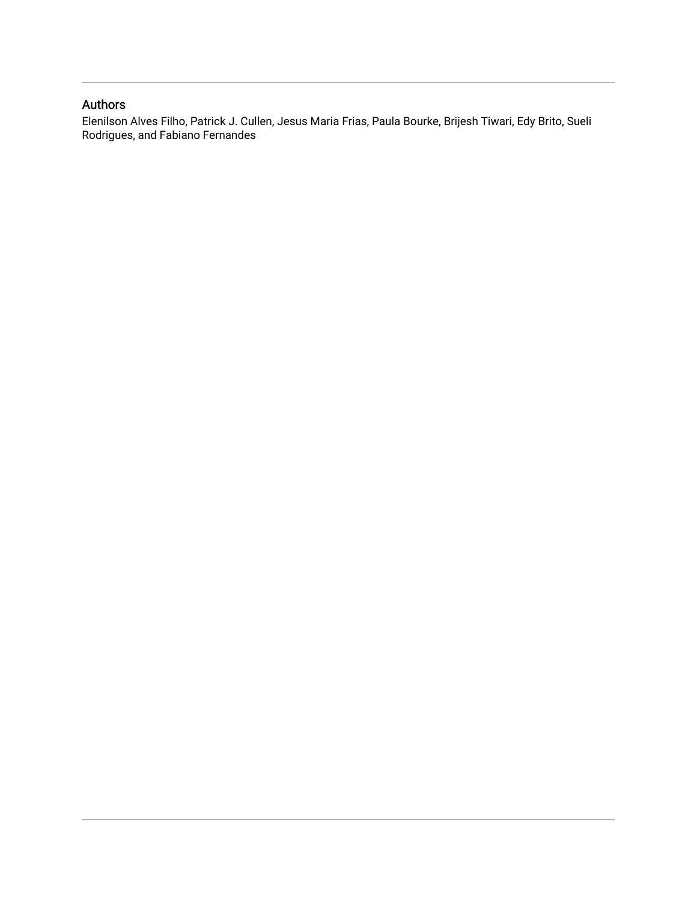## Authors

Elenilson Alves Filho, Patrick J. Cullen, Jesus Maria Frias, Paula Bourke, Brijesh Tiwari, Edy Brito, Sueli Rodrigues, and Fabiano Fernandes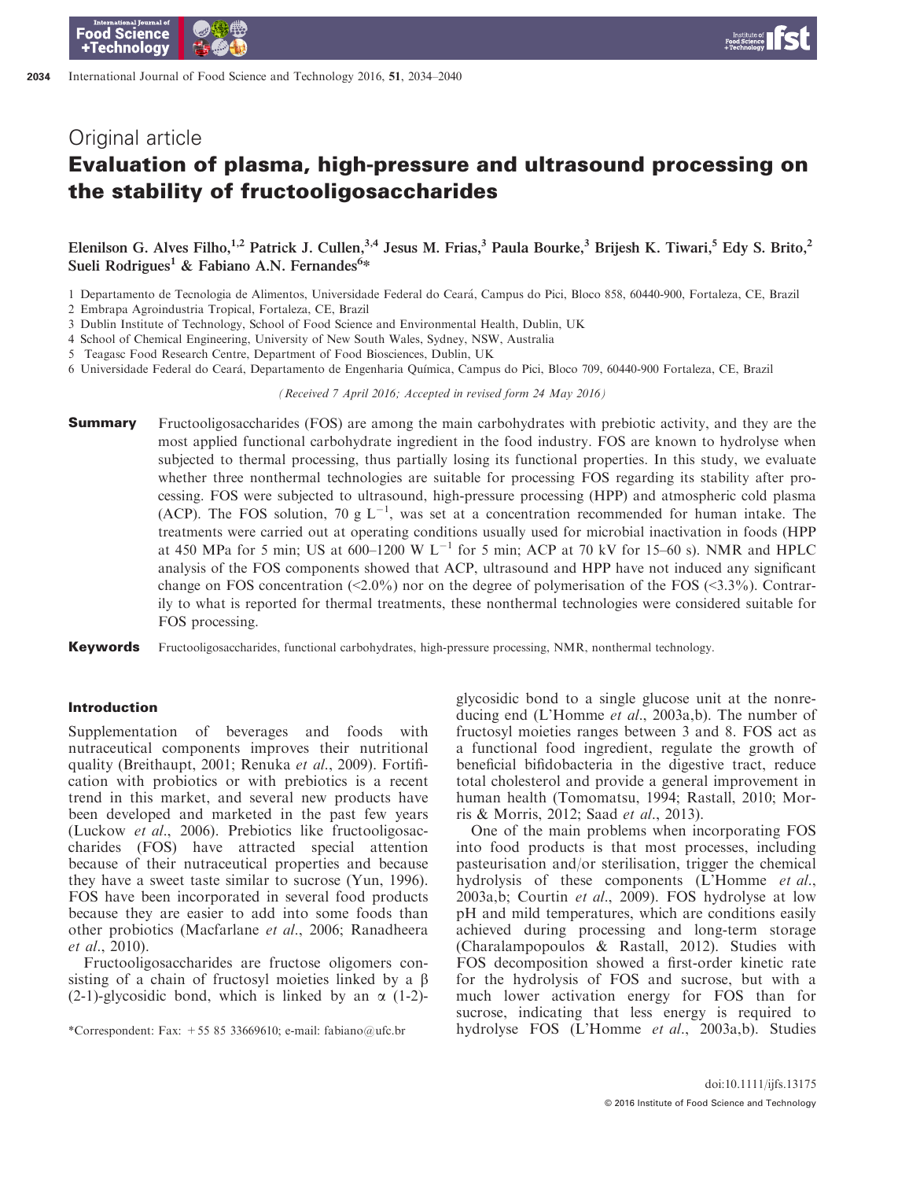# Original article

## Evaluation of plasma, high-pressure and ultrasound processing on the stability of fructooligosaccharides

Elenilson G. Alves Filho,[1,2] Patrick J. Cullen,[3,4] Jesus M. Frias,[3] Paula Bourke,[3] Brijesh K. Tiwari,[5] Edy S. Brito,[2] Sueli Rodrigues[1] & Fabiano A.N. Fernandes[6]*

1 Departamento de Tecnologia de Alimentos, Universidade Federal do Ceará, Campus do Pici, Bloco 858, 60440-900, Fortaleza, CE, Brazil
2 Embrapa Agroindustria Tropical, Fortaleza, CE, Brazil
3 Dublin Institute of Technology, School of Food Science and Environmental Health, Dublin, UK
4 School of Chemical Engineering, University of New South Wales, Sydney, NSW, Australia
5 Teagasc Food Research Centre, Department of Food Biosciences, Dublin, UK
6 Universidade Federal do Ceará, Departamento de Engenharia Química, Campus do Pici, Bloco 709, 60440-900 Fortaleza, CE, Brazil

*(Received 7 April 2016; Accepted in revised form 24 May 2016)*

**Summary** Fructooligosaccharides (FOS) are among the main carbohydrates with prebiotic activity, and they are the most applied functional carbohydrate ingredient in the food industry. FOS are known to hydrolyse when subjected to thermal processing, thus partially losing its functional properties. In this study, we evaluate whether three nonthermal technologies are suitable for processing FOS regarding its stability after processing. FOS were subjected to ultrasound, high-pressure processing (HPP) and atmospheric cold plasma (ACP). The FOS solution, 70 g $L^{-1}$, was set at a concentration recommended for human intake. The treatments were carried out at operating conditions usually used for microbial inactivation in foods (HPP at 450 MPa for 5 min; US at 600–1200 W $L^{-1}$ for 5 min; ACP at 70 kV for 15–60 s). NMR and HPLC analysis of the FOS components showed that ACP, ultrasound and HPP have not induced any significant change on FOS concentration (<2.0%) nor on the degree of polymerisation of the FOS (<3.3%). Contrarily to what is reported for thermal treatments, these nonthermal technologies were considered suitable for FOS processing.

**Keywords** Fructooligosaccharides, functional carbohydrates, high-pressure processing, NMR, nonthermal technology.

### Introduction

Supplementation of beverages and foods with nutraceutical components improves their nutritional quality (Breithaupt, 2001; Renuka *et al.*, 2009). Fortification with probiotics or with prebiotics is a recent trend in this market, and several new products have been developed and marketed in the past few years (Luckow *et al.*, 2006). Prebiotics like fructooligosaccharides (FOS) have attracted special attention because of their nutraceutical properties and because they have a sweet taste similar to sucrose (Yun, 1996). FOS have been incorporated in several food products because they are easier to add into some foods than other probiotics (Macfarlane *et al.*, 2006; Ranadheera *et al.*, 2010).

Fructooligosaccharides are fructose oligomers consisting of a chain of fructosyl moieties linked by a β (2-1)-glycosidic bond, which is linked by an α (1-2)-glycosidic bond to a single glucose unit at the nonreducing end (L'Homme *et al.*, 2003a,b). The number of fructosyl moieties ranges between 3 and 8. FOS act as a functional food ingredient, regulate the growth of beneficial bifidobacteria in the digestive tract, reduce total cholesterol and provide a general improvement in human health (Tomomatsu, 1994; Rastall, 2010; Morris & Morris, 2012; Saad *et al.*, 2013).

One of the main problems when incorporating FOS into food products is that most processes, including pasteurisation and/or sterilisation, trigger the chemical hydrolysis of these components (L'Homme *et al.*, 2003a,b; Courtin *et al.*, 2009). FOS hydrolyse at low pH and mild temperatures, which are conditions easily achieved during processing and long-term storage (Charalampopoulos & Rastall, 2012). Studies with FOS decomposition showed a first-order kinetic rate for the hydrolysis of FOS and sucrose, but with a much lower activation energy for FOS than for sucrose, indicating that less energy is required to hydrolyse FOS (L'Homme *et al.*, 2003a,b). Studies

*Correspondent: Fax: +55 85 33669610; e-mail: fabiano@ufc.br

doi:10.1111/ijfs.13175
© 2016 Institute of Food Science and Technology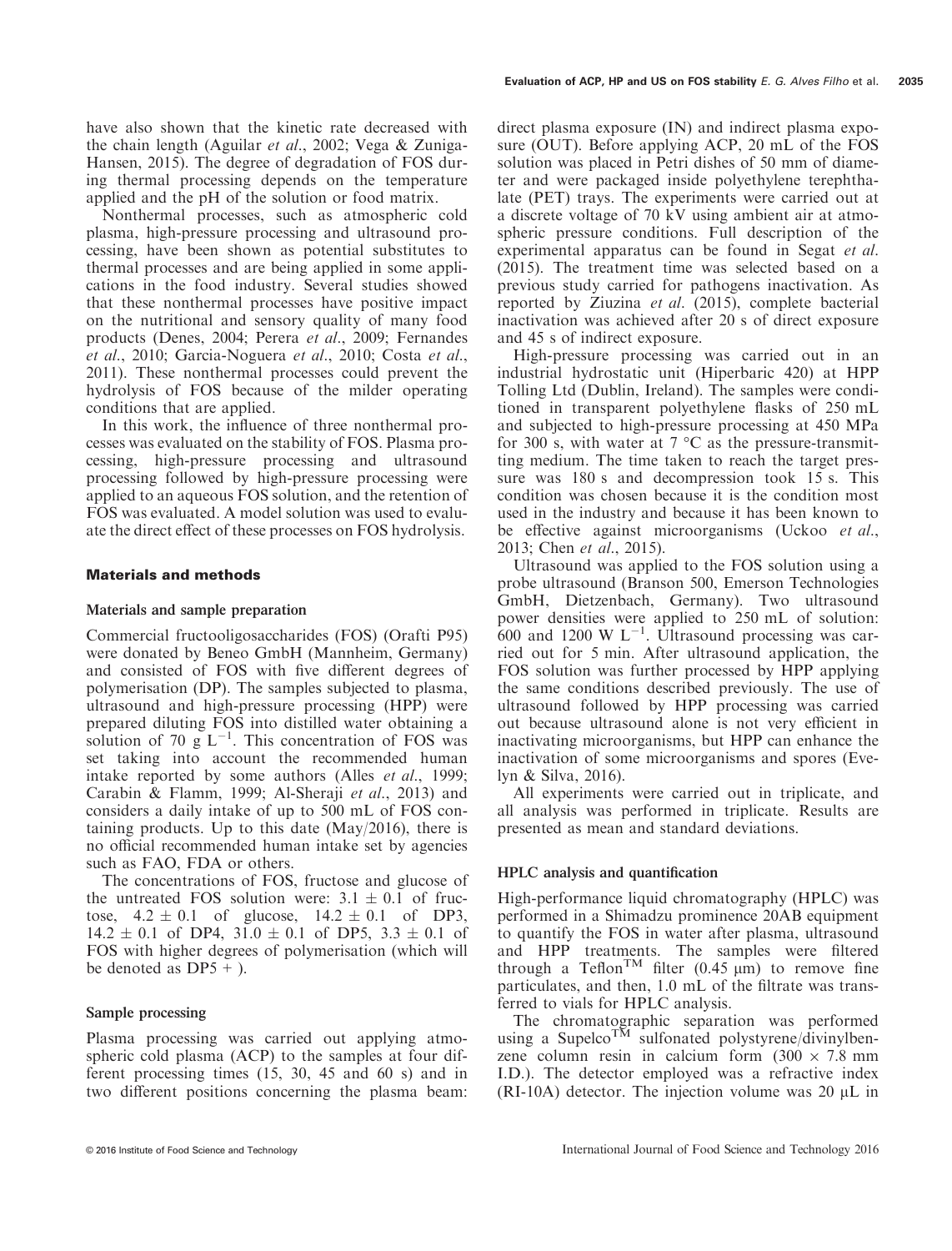have also shown that the kinetic rate decreased with the chain length (Aguilar *et al.*, 2002; Vega & Zuniga-Hansen, 2015). The degree of degradation of FOS during thermal processing depends on the temperature applied and the pH of the solution or food matrix.

Nonthermal processes, such as atmospheric cold plasma, high-pressure processing and ultrasound processing, have been shown as potential substitutes to thermal processes and are being applied in some applications in the food industry. Several studies showed that these nonthermal processes have positive impact on the nutritional and sensory quality of many food products (Denes, 2004; Perera *et al.*, 2009; Fernandes *et al.*, 2010; Garcia-Noguera *et al.*, 2010; Costa *et al.*, 2011). These nonthermal processes could prevent the hydrolysis of FOS because of the milder operating conditions that are applied.

In this work, the influence of three nonthermal processes was evaluated on the stability of FOS. Plasma processing, high-pressure processing and ultrasound processing followed by high-pressure processing were applied to an aqueous FOS solution, and the retention of FOS was evaluated. A model solution was used to evaluate the direct effect of these processes on FOS hydrolysis.

## Materials and methods

### Materials and sample preparation

Commercial fructooligosaccharides (FOS) (Orafti P95) were donated by Beneo GmbH (Mannheim, Germany) and consisted of FOS with five different degrees of polymerisation (DP). The samples subjected to plasma, ultrasound and high-pressure processing (HPP) were prepared diluting FOS into distilled water obtaining a solution of 70 g $L^{-1}$. This concentration of FOS was set taking into account the recommended human intake reported by some authors (Alles *et al.*, 1999; Carabin & Flamm, 1999; Al-Sheraji *et al.*, 2013) and considers a daily intake of up to 500 mL of FOS containing products. Up to this date (May/2016), there is no official recommended human intake set by agencies such as FAO, FDA or others.

The concentrations of FOS, fructose and glucose of the untreated FOS solution were: 3.1 ± 0.1 of fructose, 4.2 ± 0.1 of glucose, 14.2 ± 0.1 of DP3, 14.2 ± 0.1 of DP4, 31.0 ± 0.1 of DP5, 3.3 ± 0.1 of FOS with higher degrees of polymerisation (which will be denoted as DP5 + ).

### Sample processing

Plasma processing was carried out applying atmospheric cold plasma (ACP) to the samples at four different processing times (15, 30, 45 and 60 s) and in two different positions concerning the plasma beam: direct plasma exposure (IN) and indirect plasma exposure (OUT). Before applying ACP, 20 mL of the FOS solution was placed in Petri dishes of 50 mm of diameter and were packaged inside polyethylene terephthalate (PET) trays. The experiments were carried out at a discrete voltage of 70 kV using ambient air at atmospheric pressure conditions. Full description of the experimental apparatus can be found in Segat *et al.* (2015). The treatment time was selected based on a previous study carried for pathogens inactivation. As reported by Ziuzina *et al.* (2015), complete bacterial inactivation was achieved after 20 s of direct exposure and 45 s of indirect exposure.

High-pressure processing was carried out in an industrial hydrostatic unit (Hiperbaric 420) at HPP Tolling Ltd (Dublin, Ireland). The samples were conditioned in transparent polyethylene flasks of 250 mL and subjected to high-pressure processing at 450 MPa for 300 s, with water at 7 °C as the pressure-transmitting medium. The time taken to reach the target pressure was 180 s and decompression took 15 s. This condition was chosen because it is the condition most used in the industry and because it has been known to be effective against microorganisms (Uckoo *et al.*, 2013; Chen *et al.*, 2015).

Ultrasound was applied to the FOS solution using a probe ultrasound (Branson 500, Emerson Technologies GmbH, Dietzenbach, Germany). Two ultrasound power densities were applied to 250 mL of solution: 600 and 1200 W $L^{-1}$. Ultrasound processing was carried out for 5 min. After ultrasound application, the FOS solution was further processed by HPP applying the same conditions described previously. The use of ultrasound followed by HPP processing was carried out because ultrasound alone is not very efficient in inactivating microorganisms, but HPP can enhance the inactivation of some microorganisms and spores (Evelyn & Silva, 2016).

All experiments were carried out in triplicate, and all analysis was performed in triplicate. Results are presented as mean and standard deviations.

### HPLC analysis and quantification

High-performance liquid chromatography (HPLC) was performed in a Shimadzu prominence 20AB equipment to quantify the FOS in water after plasma, ultrasound and HPP treatments. The samples were filtered through a Teflon™ filter (0.45 μm) to remove fine particulates, and then, 1.0 mL of the filtrate was transferred to vials for HPLC analysis.

The chromatographic separation was performed using a Supelco™ sulfonated polystyrene/divinylbenzene column resin in calcium form (300 × 7.8 mm I.D.). The detector employed was a refractive index (RI-10A) detector. The injection volume was 20 μL in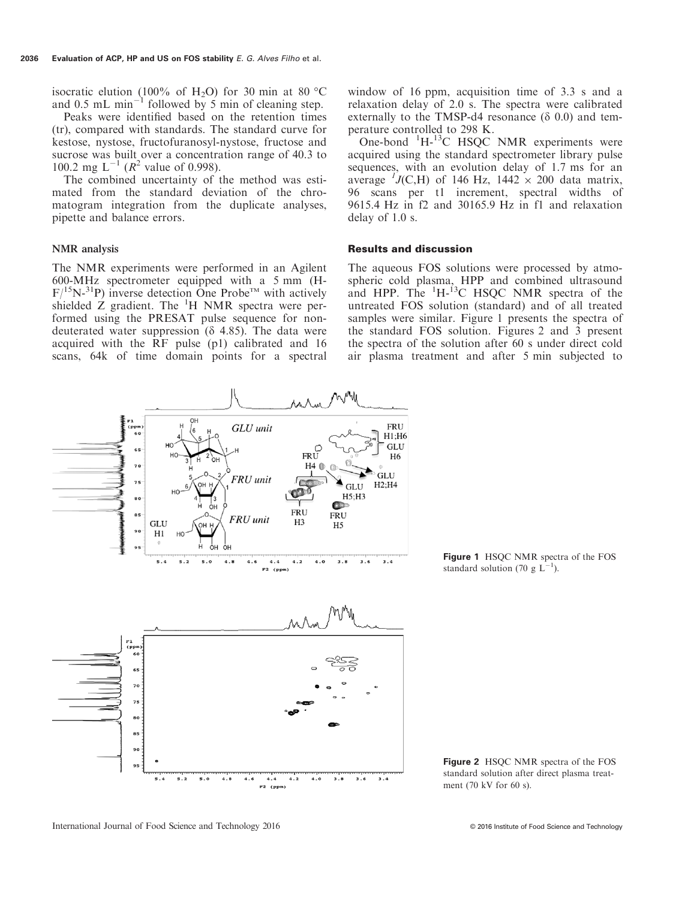isocratic elution (100% of $H_2O$) for 30 min at 80 °C and 0.5 mL $min^{-1}$ followed by 5 min of cleaning step.

Peaks were identified based on the retention times (tr), compared with standards. The standard curve for kestose, nystose, fructofuranosyl-nystose, fructose and sucrose was built over a concentration range of 40.3 to 100.2 mg $L^{-1}$ ($R^2$ value of 0.998).

The combined uncertainty of the method was estimated from the standard deviation of the chromatogram integration from the duplicate analyses, pipette and balance errors.

### NMR analysis

The NMR experiments were performed in an Agilent 600-MHz spectrometer equipped with a 5 mm (H-F/$^{15}$N-$^{31}$P) inverse detection One Probe™ with actively shielded Z gradient. The $^{1}$H NMR spectra were performed using the PRESAT pulse sequence for non-deuterated water suppression (δ 4.85). The data were acquired with the RF pulse (p1) calibrated and 16 scans, 64k of time domain points for a spectral window of 16 ppm, acquisition time of 3.3 s and a relaxation delay of 2.0 s. The spectra were calibrated externally to the TMSP-d4 resonance (δ 0.0) and temperature controlled to 298 K.

One-bond $^{1}$H-$^{13}$C HSQC NMR experiments were acquired using the standard spectrometer library pulse sequences, with an evolution delay of 1.7 ms for an average $^{1}J$(C,H) of 146 Hz, 1442 × 200 data matrix, 96 scans per t1 increment, spectral widths of 9615.4 Hz in f2 and 30165.9 Hz in f1 and relaxation delay of 1.0 s.

## Results and discussion

The aqueous FOS solutions were processed by atmospheric cold plasma, HPP and combined ultrasound and HPP. The $^{1}$H-$^{13}$C HSQC NMR spectra of the untreated FOS solution (standard) and of all treated samples were similar. Figure 1 presents the spectra of the standard FOS solution. Figures 2 and 3 present the spectra of the solution after 60 s under direct cold air plasma treatment and after 5 min subjected to

**Figure 1** HSQC NMR spectra of the FOS standard solution (70 g $L^{-1}$).

**Figure 2** HSQC NMR spectra of the FOS standard solution after direct plasma treatment (70 kV for 60 s).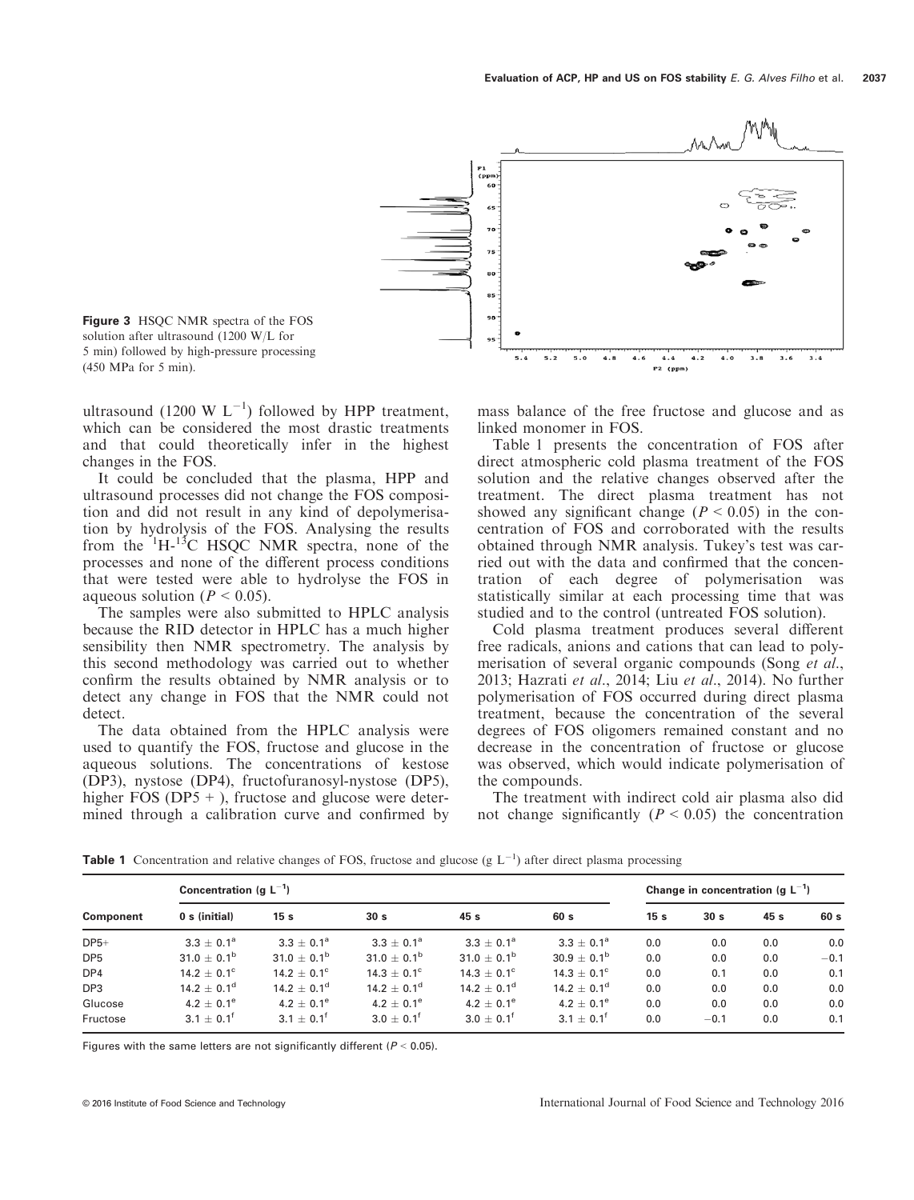Figure 3 HSQC NMR spectra of the FOS solution after ultrasound (1200 W/L for 5 min) followed by high-pressure processing (450 MPa for 5 min).

ultrasound (1200 W $L^{-1}$) followed by HPP treatment, which can be considered the most drastic treatments and that could theoretically infer in the highest changes in the FOS.

It could be concluded that the plasma, HPP and ultrasound processes did not change the FOS composition and did not result in any kind of depolymerisation by hydrolysis of the FOS. Analysing the results from the $^{1}$H-$^{13}$C HSQC NMR spectra, none of the processes and none of the different process conditions that were tested were able to hydrolyse the FOS in aqueous solution ($P < 0.05$).

The samples were also submitted to HPLC analysis because the RID detector in HPLC has a much higher sensibility then NMR spectrometry. The analysis by this second methodology was carried out to whether confirm the results obtained by NMR analysis or to detect any change in FOS that the NMR could not detect.

The data obtained from the HPLC analysis were used to quantify the FOS, fructose and glucose in the aqueous solutions. The concentrations of kestose (DP3), nystose (DP4), fructofuranosyl-nystose (DP5), higher FOS (DP5 + ), fructose and glucose were determined through a calibration curve and confirmed by mass balance of the free fructose and glucose and as linked monomer in FOS.

Table 1 presents the concentration of FOS after direct atmospheric cold plasma treatment of the FOS solution and the relative changes observed after the treatment. The direct plasma treatment has not showed any significant change ($P < 0.05$) in the concentration of FOS and corroborated with the results obtained through NMR analysis. Tukey's test was carried out with the data and confirmed that the concentration of each degree of polymerisation was statistically similar at each processing time that was studied and to the control (untreated FOS solution).

Cold plasma treatment produces several different free radicals, anions and cations that can lead to polymerisation of several organic compounds (Song *et al.*, 2013; Hazrati *et al.*, 2014; Liu *et al.*, 2014). No further polymerisation of FOS occurred during direct plasma treatment, because the concentration of the several degrees of FOS oligomers remained constant and no decrease in the concentration of fructose or glucose was observed, which would indicate polymerisation of the compounds.

The treatment with indirect cold air plasma also did not change significantly ($P < 0.05$) the concentration

**Table 1** Concentration and relative changes of FOS, fructose and glucose (g $L^{-1}$) after direct plasma processing

| Component | Concentration (g $L^{-1}$) | | | | | Change in concentration (g $L^{-1}$) | | | |
|---|---|---|---|---|---|---|---|---|---|
| | 0 s (initial) | 15 s | 30 s | 45 s | 60 s | 15 s | 30 s | 45 s | 60 s |
| DP5+ | $3.3 \pm 0.1^{a}$ | $3.3 \pm 0.1^{a}$ | $3.3 \pm 0.1^{a}$ | $3.3 \pm 0.1^{a}$ | $3.3 \pm 0.1^{a}$ | 0.0 | 0.0 | 0.0 | 0.0 |
| DP5 | $31.0 \pm 0.1^{b}$ | $31.0 \pm 0.1^{b}$ | $31.0 \pm 0.1^{b}$ | $31.0 \pm 0.1^{b}$ | $30.9 \pm 0.1^{b}$ | 0.0 | 0.0 | 0.0 | −0.1 |
| DP4 | $14.2 \pm 0.1^{c}$ | $14.2 \pm 0.1^{c}$ | $14.3 \pm 0.1^{c}$ | $14.3 \pm 0.1^{c}$ | $14.3 \pm 0.1^{c}$ | 0.0 | 0.1 | 0.0 | 0.1 |
| DP3 | $14.2 \pm 0.1^{d}$ | $14.2 \pm 0.1^{d}$ | $14.2 \pm 0.1^{d}$ | $14.2 \pm 0.1^{d}$ | $14.2 \pm 0.1^{d}$ | 0.0 | 0.0 | 0.0 | 0.0 |
| Glucose | $4.2 \pm 0.1^{e}$ | $4.2 \pm 0.1^{e}$ | $4.2 \pm 0.1^{e}$ | $4.2 \pm 0.1^{e}$ | $4.2 \pm 0.1^{e}$ | 0.0 | 0.0 | 0.0 | 0.0 |
| Fructose | $3.1 \pm 0.1^{f}$ | $3.1 \pm 0.1^{f}$ | $3.0 \pm 0.1^{f}$ | $3.0 \pm 0.1^{f}$ | $3.1 \pm 0.1^{f}$ | 0.0 | −0.1 | 0.0 | 0.1 |

Figures with the same letters are not significantly different ($P < 0.05$).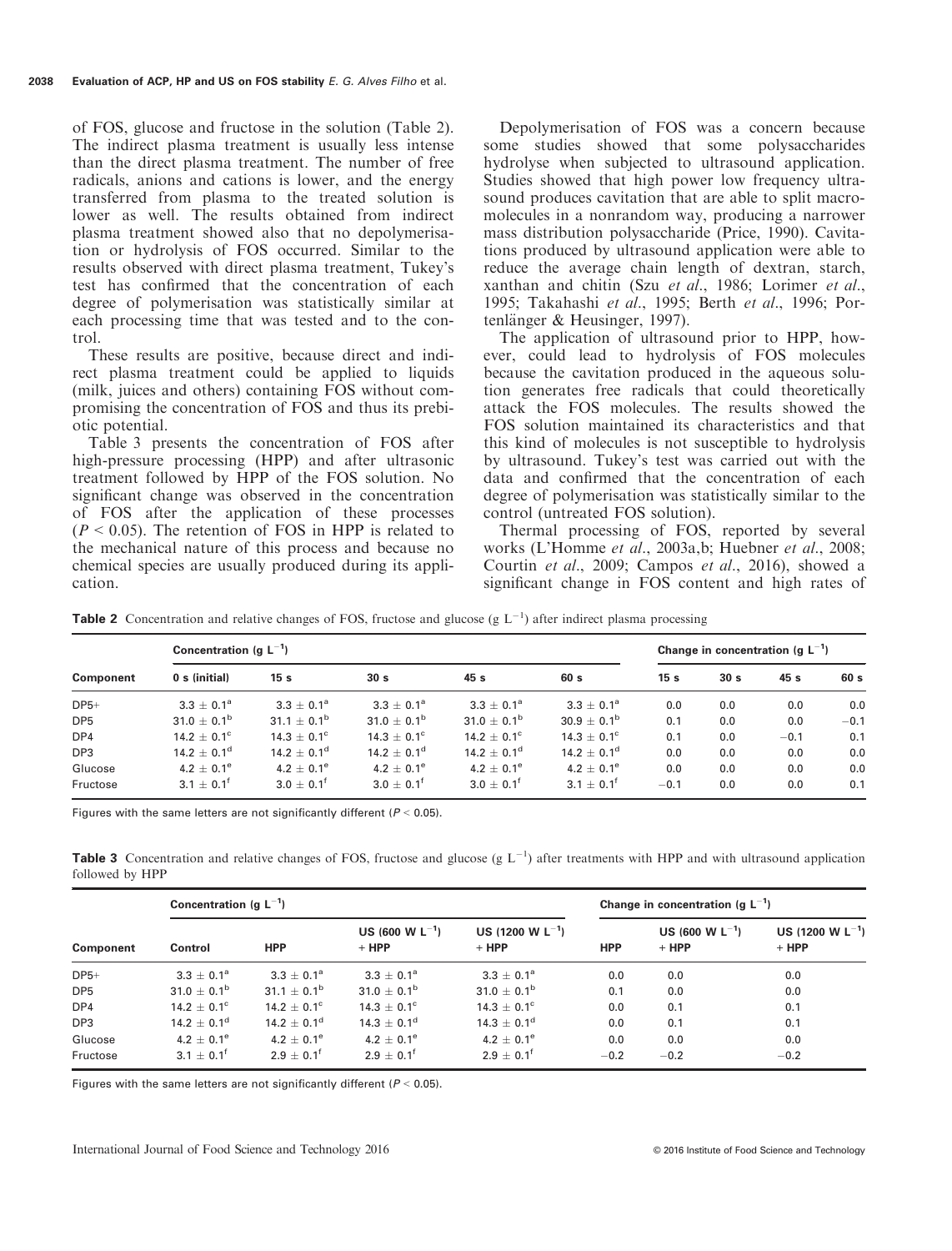of FOS, glucose and fructose in the solution (Table 2). The indirect plasma treatment is usually less intense than the direct plasma treatment. The number of free radicals, anions and cations is lower, and the energy transferred from plasma to the treated solution is lower as well. The results obtained from indirect plasma treatment showed also that no depolymerisation or hydrolysis of FOS occurred. Similar to the results observed with direct plasma treatment, Tukey's test has confirmed that the concentration of each degree of polymerisation was statistically similar at each processing time that was tested and to the control.

These results are positive, because direct and indirect plasma treatment could be applied to liquids (milk, juices and others) containing FOS without compromising the concentration of FOS and thus its prebiotic potential.

Table 3 presents the concentration of FOS after high-pressure processing (HPP) and after ultrasonic treatment followed by HPP of the FOS solution. No significant change was observed in the concentration of FOS after the application of these processes ($P < 0.05$). The retention of FOS in HPP is related to the mechanical nature of this process and because no chemical species are usually produced during its application.

Depolymerisation of FOS was a concern because some studies showed that some polysaccharides hydrolyse when subjected to ultrasound application. Studies showed that high power low frequency ultrasound produces cavitation that are able to split macromolecules in a nonrandom way, producing a narrower mass distribution polysaccharide (Price, 1990). Cavitations produced by ultrasound application were able to reduce the average chain length of dextran, starch, xanthan and chitin (Szu *et al*., 1986; Lorimer *et al*., 1995; Takahashi *et al*., 1995; Berth *et al*., 1996; Portenlänger & Heusinger, 1997).

The application of ultrasound prior to HPP, however, could lead to hydrolysis of FOS molecules because the cavitation produced in the aqueous solution generates free radicals that could theoretically attack the FOS molecules. The results showed the FOS solution maintained its characteristics and that this kind of molecules is not susceptible to hydrolysis by ultrasound. Tukey's test was carried out with the data and confirmed that the concentration of each degree of polymerisation was statistically similar to the control (untreated FOS solution).

Thermal processing of FOS, reported by several works (L'Homme *et al*., 2003a,b; Huebner *et al*., 2008; Courtin *et al*., 2009; Campos *et al*., 2016), showed a significant change in FOS content and high rates of

**Table 2** Concentration and relative changes of FOS, fructose and glucose (g $L^{-1}$) after indirect plasma processing

| Component | Concentration (g $L^{-1}$) | | | | | Change in concentration (g $L^{-1}$) | | | |
|---|---|---|---|---|---|---|---|---|---|
| | 0 s (initial) | 15 s | 30 s | 45 s | 60 s | 15 s | 30 s | 45 s | 60 s |
| DP5+ | $3.3 \pm 0.1^{a}$ | $3.3 \pm 0.1^{a}$ | $3.3 \pm 0.1^{a}$ | $3.3 \pm 0.1^{a}$ | $3.3 \pm 0.1^{a}$ | 0.0 | 0.0 | 0.0 | 0.0 |
| DP5 | $31.0 \pm 0.1^{b}$ | $31.1 \pm 0.1^{b}$ | $31.0 \pm 0.1^{b}$ | $31.0 \pm 0.1^{b}$ | $30.9 \pm 0.1^{b}$ | 0.1 | 0.0 | 0.0 | −0.1 |
| DP4 | $14.2 \pm 0.1^{c}$ | $14.3 \pm 0.1^{c}$ | $14.3 \pm 0.1^{c}$ | $14.2 \pm 0.1^{c}$ | $14.3 \pm 0.1^{c}$ | 0.1 | 0.0 | −0.1 | 0.1 |
| DP3 | $14.2 \pm 0.1^{d}$ | $14.2 \pm 0.1^{d}$ | $14.2 \pm 0.1^{d}$ | $14.2 \pm 0.1^{d}$ | $14.2 \pm 0.1^{d}$ | 0.0 | 0.0 | 0.0 | 0.0 |
| Glucose | $4.2 \pm 0.1^{e}$ | $4.2 \pm 0.1^{e}$ | $4.2 \pm 0.1^{e}$ | $4.2 \pm 0.1^{e}$ | $4.2 \pm 0.1^{e}$ | 0.0 | 0.0 | 0.0 | 0.0 |
| Fructose | $3.1 \pm 0.1^{f}$ | $3.0 \pm 0.1^{f}$ | $3.0 \pm 0.1^{f}$ | $3.0 \pm 0.1^{f}$ | $3.1 \pm 0.1^{f}$ | −0.1 | 0.0 | 0.0 | 0.1 |

Figures with the same letters are not significantly different ($P < 0.05$).

**Table 3** Concentration and relative changes of FOS, fructose and glucose (g $L^{-1}$) after treatments with HPP and with ultrasound application followed by HPP

| Component | Concentration (g $L^{-1}$) | | | | Change in concentration (g $L^{-1}$) | | |
|---|---|---|---|---|---|---|---|
| | Control | HPP | US (600 W $L^{-1}$) + HPP | US (1200 W $L^{-1}$) + HPP | HPP | US (600 W $L^{-1}$) + HPP | US (1200 W $L^{-1}$) + HPP |
| DP5+ | $3.3 \pm 0.1^{a}$ | $3.3 \pm 0.1^{a}$ | $3.3 \pm 0.1^{a}$ | $3.3 \pm 0.1^{a}$ | 0.0 | 0.0 | 0.0 |
| DP5 | $31.0 \pm 0.1^{b}$ | $31.1 \pm 0.1^{b}$ | $31.0 \pm 0.1^{b}$ | $31.0 \pm 0.1^{b}$ | 0.1 | 0.0 | 0.0 |
| DP4 | $14.2 \pm 0.1^{c}$ | $14.2 \pm 0.1^{c}$ | $14.3 \pm 0.1^{c}$ | $14.3 \pm 0.1^{c}$ | 0.0 | 0.1 | 0.1 |
| DP3 | $14.2 \pm 0.1^{d}$ | $14.2 \pm 0.1^{d}$ | $14.3 \pm 0.1^{d}$ | $14.3 \pm 0.1^{d}$ | 0.0 | 0.1 | 0.1 |
| Glucose | $4.2 \pm 0.1^{e}$ | $4.2 \pm 0.1^{e}$ | $4.2 \pm 0.1^{e}$ | $4.2 \pm 0.1^{e}$ | 0.0 | 0.0 | 0.0 |
| Fructose | $3.1 \pm 0.1^{f}$ | $2.9 \pm 0.1^{f}$ | $2.9 \pm 0.1^{f}$ | $2.9 \pm 0.1^{f}$ | −0.2 | −0.2 | −0.2 |

Figures with the same letters are not significantly different ($P < 0.05$).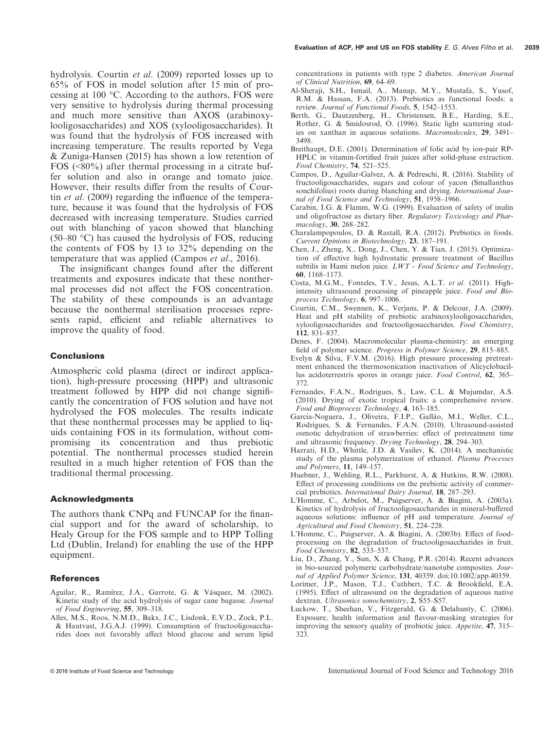hydrolysis. Courtin *et al.* (2009) reported losses up to 65% of FOS in model solution after 15 min of processing at 100 °C. According to the authors, FOS were very sensitive to hydrolysis during thermal processing and much more sensitive than AXOS (arabinoxylooligosaccharides) and XOS (xylooligosaccharides). It was found that the hydrolysis of FOS increased with increasing temperature. The results reported by Vega & Zuniga-Hansen (2015) has shown a low retention of FOS (<80%) after thermal processing in a citrate buffer solution and also in orange and tomato juice. However, their results differ from the results of Courtin *et al.* (2009) regarding the influence of the temperature, because it was found that the hydrolysis of FOS decreased with increasing temperature. Studies carried out with blanching of yacon showed that blanching (50–80 °C) has caused the hydrolysis of FOS, reducing the contents of FOS by 13 to 32% depending on the temperature that was applied (Campos *et al.*, 2016).

The insignificant changes found after the different treatments and exposures indicate that these nonthermal processes did not affect the FOS concentration. The stability of these compounds is an advantage because the nonthermal sterilisation processes represents rapid, efficient and reliable alternatives to improve the quality of food.

## Conclusions

Atmospheric cold plasma (direct or indirect application), high-pressure processing (HPP) and ultrasonic treatment followed by HPP did not change significantly the concentration of FOS solution and have not hydrolysed the FOS molecules. The results indicate that these nonthermal processes may be applied to liquids containing FOS in its formulation, without compromising its concentration and thus prebiotic potential. The nonthermal processes studied herein resulted in a much higher retention of FOS than the traditional thermal processing.

## Acknowledgments

The authors thank CNPq and FUNCAP for the financial support and for the award of scholarship, to Healy Group for the FOS sample and to HPP Tolling Ltd (Dublin, Ireland) for enabling the use of the HPP equipment.

## References

Aguilar, R., Ramírez, J.A., Garrote, G. & Vásquez, M. (2002). Kinetic study of the acid hydrolysis of sugar cane bagasse. *Journal of Food Engineering*, **55**, 309–318.

Alles, M.S., Roos, N.M.D., Bakx, J.C., Lisdonk, E.V.D., Zock, P.L. & Hautvast, J.G.A.J. (1999). Consumption of fructooligosaccharides does not favorably affect blood glucose and serum lipid concentrations in patients with type 2 diabetes. *American Journal of Clinical Nutrition*, **69**, 64–69.

Al-Sheraji, S.H., Ismail, A., Manap, M.Y., Mustafa, S., Yusof, R.M. & Hassan, F.A. (2013). Prebiotics as functional foods: a review. *Journal of Functional Foods*, **5**, 1542–1553.

Berth, G., Dautzenberg, H., Christensen, B.E., Harding, S.E., Rother, G. & Smidosrod, O. (1996). Static light scattering studies on xanthan in aqueous solutions. *Macromolecules*, **29**, 3491–3498.

Breithaupt, D.E. (2001). Determination of folic acid by ion-pair RP-HPLC in vitamin-fortified fruit juices after solid-phase extraction. *Food Chemistry*, **74**, 521–525.

Campos, D., Aguilar-Galvez, A. & Pedreschi, R. (2016). Stability of fructooligosaccharides, sugars and colour of yacon (Smallanthus sonchifolius) roots during blanching and drying. *International Journal of Food Science and Technology*, **51**, 1958–1966.

Carabin, I.G. & Flamm, W.G. (1999). Evaluation of safety of inulin and oligofructose as dietary fiber. *Regulatory Toxicology and Pharmacology*, **30**, 268–282.

Charalampopoulos, D. & Rastall, R.A. (2012). Prebiotics in foods. *Current Opinions in Biotechnology*, **23**, 187–191.

Chen, J., Zheng, X., Dong, J., Chen, Y. & Tian, J. (2015). Optimization of effective high hydrostatic pressure treatment of Bacillus subtilis in Hami melon juice. *LWT - Food Science and Technology*, **60**, 1168–1173.

Costa, M.G.M., Fonteles, T.V., Jesus, A.L.T. *et al.* (2011). High-intensity ultrasound processing of pineapple juice. *Food and Bioprocess Technology*, **6**, 997–1006.

Courtin, C.M., Swennen, K., Verjans, P. & Delcour, J.A. (2009). Heat and pH stability of prebiotic arabinoxylooligosaccharides, xylooligosaccharides and fructooligosaccharides. *Food Chemistry*, **112**, 831–837.

Denes, F. (2004). Macromolecular plasma-chemistry: an emerging field of polymer science. *Progress in Polymer Science*, **29**, 815–885.

Evelyn & Silva, F.V.M. (2016). High pressure processing pretreatment enhanced the thermosonication inactivation of Alicyclobacillus acidoterrestris spores in orange juice. *Food Control*, **62**, 365–372.

Fernandes, F.A.N., Rodrigues, S., Law, C.L. & Mujumdar, A.S. (2010). Drying of exotic tropical fruits: a comprehensive review. *Food and Bioprocess Technology*, **4**, 163–185.

Garcia-Noguera, J., Oliveira, F.I.P., Gallão, M.I., Weller, C.L., Rodrigues, S. & Fernandes, F.A.N. (2010). Ultrasound-assisted osmotic dehydration of strawberries: effect of pretreatment time and ultrasonic frequency. *Drying Technology*, **28**, 294–303.

Hazrati, H.D., Whittle, J.D. & Vasilev, K. (2014). A mechanistic study of the plasma polymerization of ethanol. *Plasma Processes and Polymers*, **11**, 149–157.

Huebner, J., Wehling, R.L., Parkhurst, A. & Hutkins, R.W. (2008). Effect of processing conditions on the prebiotic activity of commercial prebiotics. *International Dairy Journal*, **18**, 287–293.

L'Homme, C., Arbelot, M., Puigserver, A. & Biagini, A. (2003a). Kinetics of hydrolysis of fructooligosaccharides in mineral-buffered aqueous solutions: influence of pH and temperature. *Journal of Agricultural and Food Chemistry*, **51**, 224–228.

L'Homme, C., Puigserver, A. & Biagini, A. (2003b). Effect of food-processing on the degradation of fructooligosaccharides in fruit. *Food Chemistry*, **82**, 533–537.

Liu, D., Zhang, Y., Sun, X. & Chang, P.R. (2014). Recent advances in bio-sourced polymeric carbohydrate/nanotube composites. *Journal of Applied Polymer Science*, **131**, 40359. doi:10.1002/app.40359.

Lorimer, J.P., Mason, T.J., Cuthbert, T.C. & Brookfield, E.A. (1995). Effect of ultrasound on the degradation of aqueous native dextran. *Ultrasonics sonochemistry*, **2**, S55–S57.

Luckow, T., Sheehan, V., Fitzgerald, G. & Delahunty, C. (2006). Exposure, health information and flavour-masking strategies for improving the sensory quality of probiotic juice. *Appetite*, **47**, 315–323.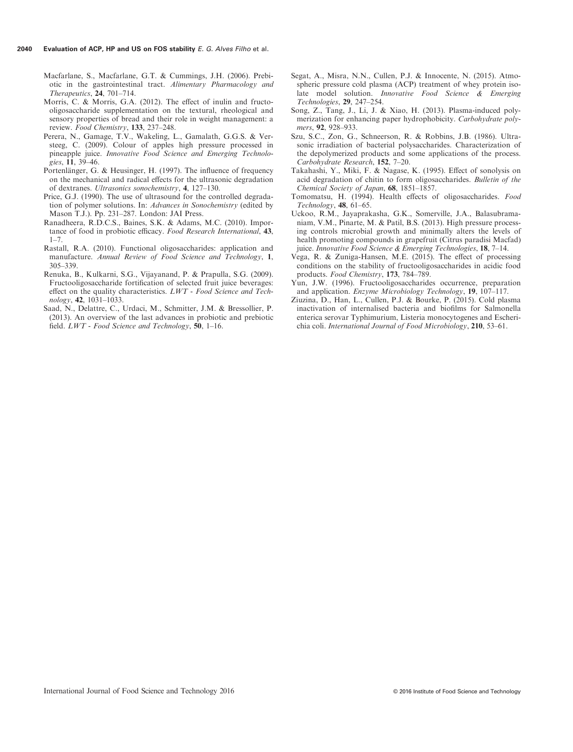Macfarlane, S., Macfarlane, G.T. & Cummings, J.H. (2006). Prebiotic in the gastrointestinal tract. *Alimentary Pharmacology and Therapeutics*, **24**, 701–714.

Morris, C. & Morris, G.A. (2012). The effect of inulin and fructo-oligosaccharide supplementation on the textural, rheological and sensory properties of bread and their role in weight management: a review. *Food Chemistry*, **133**, 237–248.

Perera, N., Gamage, T.V., Wakeling, L., Gamalath, G.G.S. & Versteeg, C. (2009). Colour of apples high pressure processed in pineapple juice. *Innovative Food Science and Emerging Technologies*, **11**, 39–46.

Portenländer, G. & Heusinger, H. (1997). The influence of frequency on the mechanical and radical effects for the ultrasonic degradation of dextranes. *Ultrasonics sonochemistry*, **4**, 127–130.

Price, G.J. (1990). The use of ultrasound for the controlled degradation of polymer solutions. In: *Advances in Sonochemistry* (edited by Mason T.J.). Pp. 231–287. London: JAI Press.

Ranadheera, R.D.C.S., Baines, S.K. & Adams, M.C. (2010). Importance of food in probiotic efficacy. *Food Research International*, **43**, 1–7.

Rastall, R.A. (2010). Functional oligosaccharides: application and manufacture. *Annual Review of Food Science and Technology*, **1**, 305–339.

Renuka, B., Kulkarni, S.G., Vijayanand, P. & Prapulla, S.G. (2009). Fructooligosaccharide fortification of selected fruit juice beverages: effect on the quality characteristics. *LWT - Food Science and Technology*, **42**, 1031–1033.

Saad, N., Delattre, C., Urdaci, M., Schmitter, J.M. & Bressollier, P. (2013). An overview of the last advances in probiotic and prebiotic field. *LWT - Food Science and Technology*, **50**, 1–16.

Segat, A., Misra, N.N., Cullen, P.J. & Innocente, N. (2015). Atmospheric pressure cold plasma (ACP) treatment of whey protein isolate model solution. *Innovative Food Science & Emerging Technologies*, **29**, 247–254.

Song, Z., Tang, J., Li, J. & Xiao, H. (2013). Plasma-induced polymerization for enhancing paper hydrophobicity. *Carbohydrate polymers*, **92**, 928–933.

Szu, S.C., Zon, G., Schneerson, R. & Robbins, J.B. (1986). Ultrasonic irradiation of bacterial polysaccharides. Characterization of the depolymerized products and some applications of the process. *Carbohydrate Research*, **152**, 7–20.

Takahashi, Y., Miki, F. & Nagase, K. (1995). Effect of sonolysis on acid degradation of chitin to form oligosaccharides. *Bulletin of the Chemical Society of Japan*, **68**, 1851–1857.

Tomomatsu, H. (1994). Health effects of oligosaccharides. *Food Technology*, **48**, 61–65.

Uckoo, R.M., Jayaprakasha, G.K., Somerville, J.A., Balasubramaniam, V.M., Pinarte, M. & Patil, B.S. (2013). High pressure processing controls microbial growth and minimally alters the levels of health promoting compounds in grapefruit (Citrus paradisi Macfad) juice. *Innovative Food Science & Emerging Technologies*, **18**, 7–14.

Vega, R. & Zuniga-Hansen, M.E. (2015). The effect of processing conditions on the stability of fructooligosaccharides in acidic food products. *Food Chemistry*, **173**, 784–789.

Yun, J.W. (1996). Fructooligosaccharides occurrence, preparation and application. *Enzyme Microbiology Technology*, **19**, 107–117.

Ziuzina, D., Han, L., Cullen, P.J. & Bourke, P. (2015). Cold plasma inactivation of internalised bacteria and biofilms for Salmonella enterica serovar Typhimurium, Listeria monocytogenes and Escherichia coli. *International Journal of Food Microbiology*, **210**, 53–61.